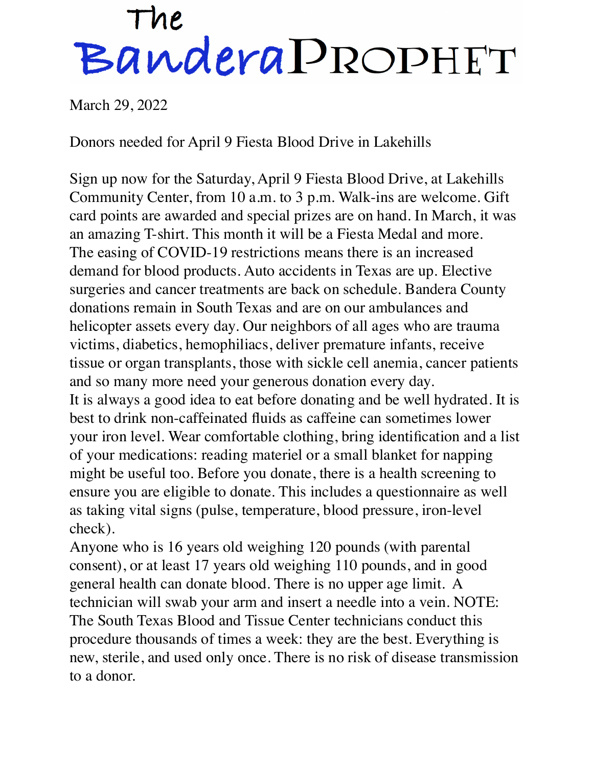# The Bandera Prophet

March 29, 2022

## Donors needed for April 9 Fiesta Blood Drive in Lakehills

Sign up now for the Saturday, April 9 Fiesta Blood Drive, at Lakehills Community Center, from 10 a.m. to 3 p.m. Walk-ins are welcome. Gift card points are awarded and special prizes are on hand. In March, it was an amazing T-shirt. This month it will be a Fiesta Medal and more.

The easing of COVID-19 restrictions means there is an increased demand for blood products. Auto accidents in Texas are up. Elective surgeries and cancer treatments are back on schedule. Bandera County donations remain in South Texas and are on our ambulances and helicopter assets every day. Our neighbors of all ages who are trauma victims, diabetics, hemophiliacs, deliver premature infants, receive tissue or organ transplants, those with sickle cell anemia, cancer patients and so many more need your generous donation every day.

It is always a good idea to eat before donating and be well hydrated. It is best to drink non-caffeinated fluids as caffeine can sometimes lower your iron level. Wear comfortable clothing, bring identification and a list of your medications: reading materiel or a small blanket for napping might be useful too. Before you donate, there is a health screening to ensure you are eligible to donate. This includes a questionnaire as well as taking vital signs (pulse, temperature, blood pressure, iron-level check).

Anyone who is 16 years old weighing 120 pounds (with parental consent), or at least 17 years old weighing 110 pounds, and in good general health can donate blood. There is no upper age limit. A technician will swab your arm and insert a needle into a vein. NOTE: The South Texas Blood and Tissue Center technicians conduct this procedure thousands of times a week: they are the best. Everything is new, sterile, and used only once. There is no risk of disease transmission to a donor.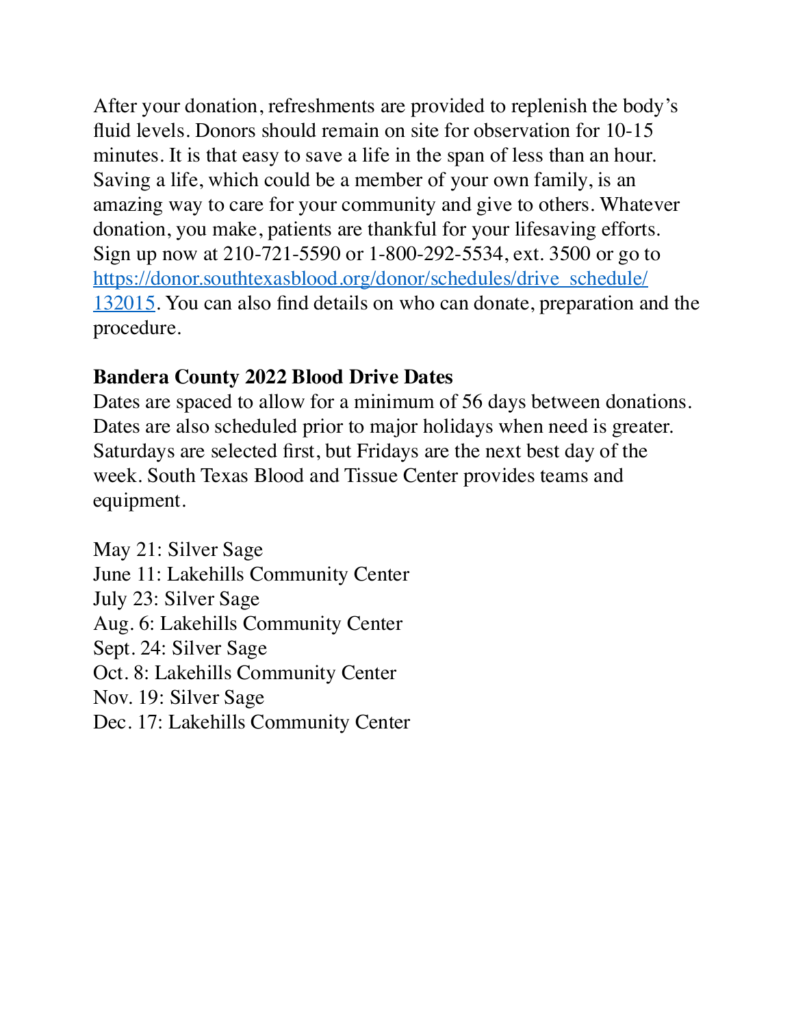After your donation, refreshments are provided to replenish the body's fluid levels. Donors should remain on site for observation for 10-15 minutes. It is that easy to save a life in the span of less than an hour. Saving a life, which could be a member of your own family, is an amazing way to care for your community and give to others. Whatever donation, you make, patients are thankful for your lifesaving efforts. Sign up now at 210-721-5590 or 1-800-292-5534, ext. 3500 or go to [https://donor.southtexasblood.org/donor/schedules/drive_schedule/132015](https://donor.southtexasblood.org/donor/schedules/drive_schedule/132015). You can also find details on who can donate, preparation and the procedure.

**Bandera County 2022 Blood Drive Dates**

Dates are spaced to allow for a minimum of 56 days between donations. Dates are also scheduled prior to major holidays when need is greater. Saturdays are selected first, but Fridays are the next best day of the week. South Texas Blood and Tissue Center provides teams and equipment.

May 21: Silver Sage
June 11: Lakehills Community Center
July 23: Silver Sage
Aug. 6: Lakehills Community Center
Sept. 24: Silver Sage
Oct. 8: Lakehills Community Center
Nov. 19: Silver Sage
Dec. 17: Lakehills Community Center